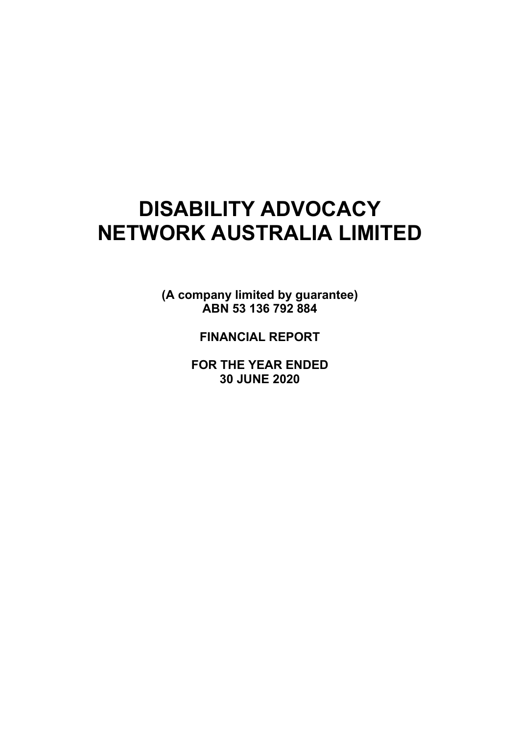# DISABILITY ADVOCACY NETWORK AUSTRALIA LIMITED

**(A company limited by guarantee)**
**ABN 53 136 792 884**

**FINANCIAL REPORT**

**FOR THE YEAR ENDED**
**30 JUNE 2020**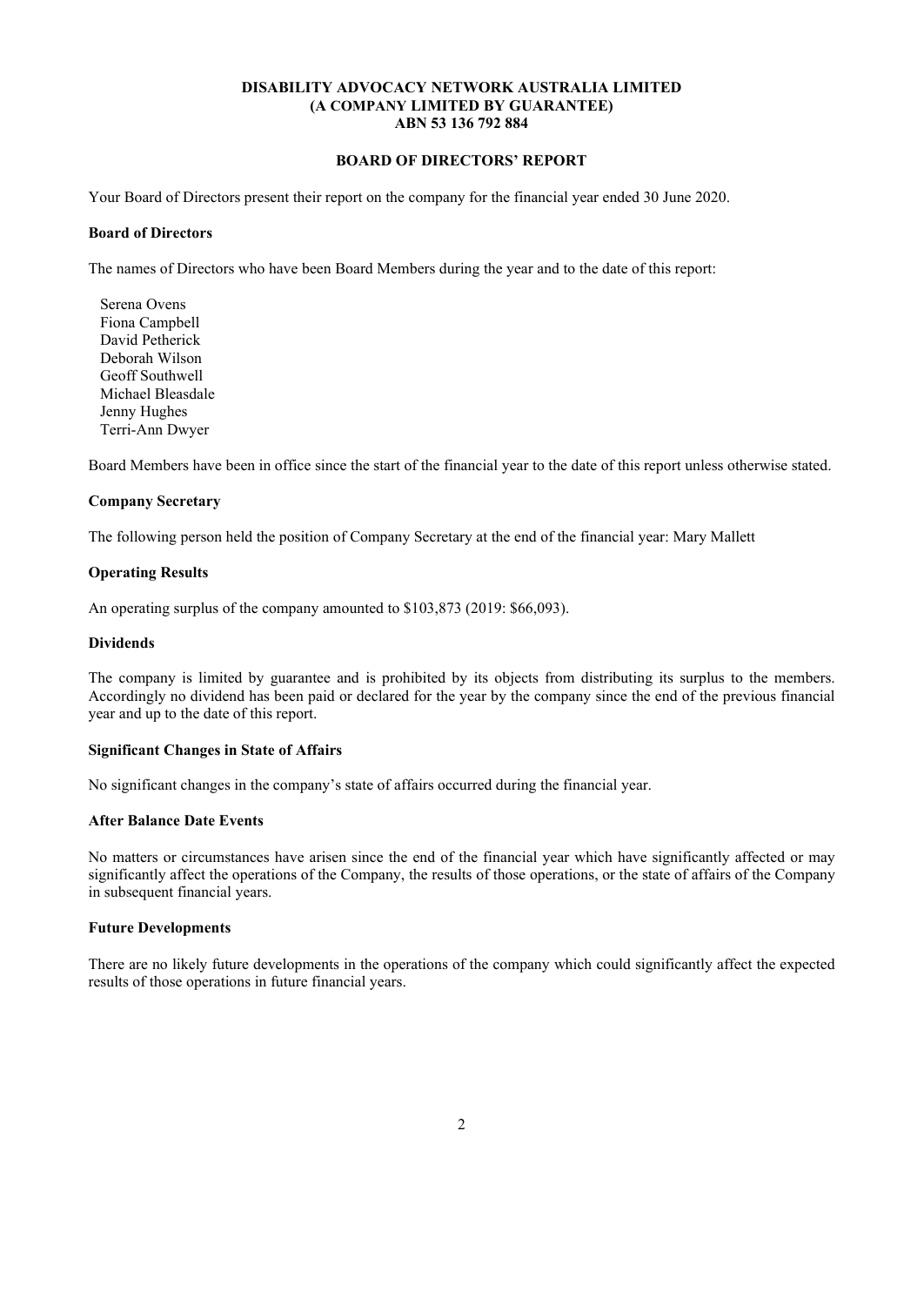**DISABILITY ADVOCACY NETWORK AUSTRALIA LIMITED**
**(A COMPANY LIMITED BY GUARANTEE)**
**ABN 53 136 792 884**

# BOARD OF DIRECTORS' REPORT

Your Board of Directors present their report on the company for the financial year ended 30 June 2020.

## Board of Directors

The names of Directors who have been Board Members during the year and to the date of this report:

Serena Ovens
Fiona Campbell
David Petherick
Deborah Wilson
Geoff Southwell
Michael Bleasdale
Jenny Hughes
Terri-Ann Dwyer

Board Members have been in office since the start of the financial year to the date of this report unless otherwise stated.

## Company Secretary

The following person held the position of Company Secretary at the end of the financial year: Mary Mallett

## Operating Results

An operating surplus of the company amounted to \$103,873 (2019: \$66,093).

## Dividends

The company is limited by guarantee and is prohibited by its objects from distributing its surplus to the members. Accordingly no dividend has been paid or declared for the year by the company since the end of the previous financial year and up to the date of this report.

## Significant Changes in State of Affairs

No significant changes in the company's state of affairs occurred during the financial year.

## After Balance Date Events

No matters or circumstances have arisen since the end of the financial year which have significantly affected or may significantly affect the operations of the Company, the results of those operations, or the state of affairs of the Company in subsequent financial years.

## Future Developments

There are no likely future developments in the operations of the company which could significantly affect the expected results of those operations in future financial years.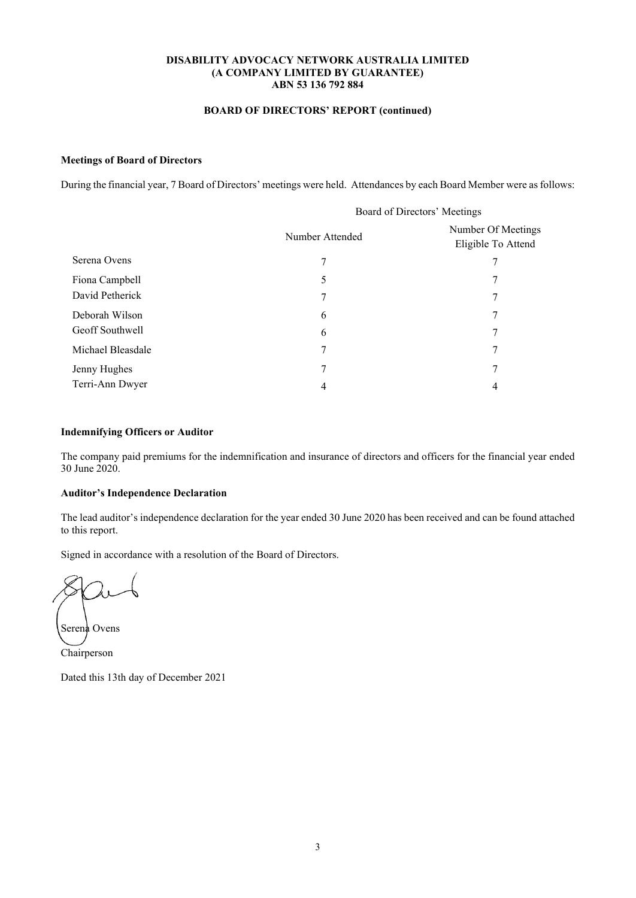**DISABILITY ADVOCACY NETWORK AUSTRALIA LIMITED**
**(A COMPANY LIMITED BY GUARANTEE)**
**ABN 53 136 792 884**

**BOARD OF DIRECTORS' REPORT (continued)**

**Meetings of Board of Directors**

During the financial year, 7 Board of Directors' meetings were held. Attendances by each Board Member were as follows:

| | Board of Directors' Meetings | |
|---|---|---|
| | Number Attended | Number Of Meetings Eligible To Attend |
| Serena Ovens | 7 | 7 |
| Fiona Campbell | 5 | 7 |
| David Petherick | 7 | 7 |
| Deborah Wilson | 6 | 7 |
| Geoff Southwell | 6 | 7 |
| Michael Bleasdale | 7 | 7 |
| Jenny Hughes | 7 | 7 |
| Terri-Ann Dwyer | 4 | 4 |

**Indemnifying Officers or Auditor**

The company paid premiums for the indemnification and insurance of directors and officers for the financial year ended 30 June 2020.

**Auditor's Independence Declaration**

The lead auditor's independence declaration for the year ended 30 June 2020 has been received and can be found attached to this report.

Signed in accordance with a resolution of the Board of Directors.

Serena Ovens

Chairperson

Dated this 13th day of December 2021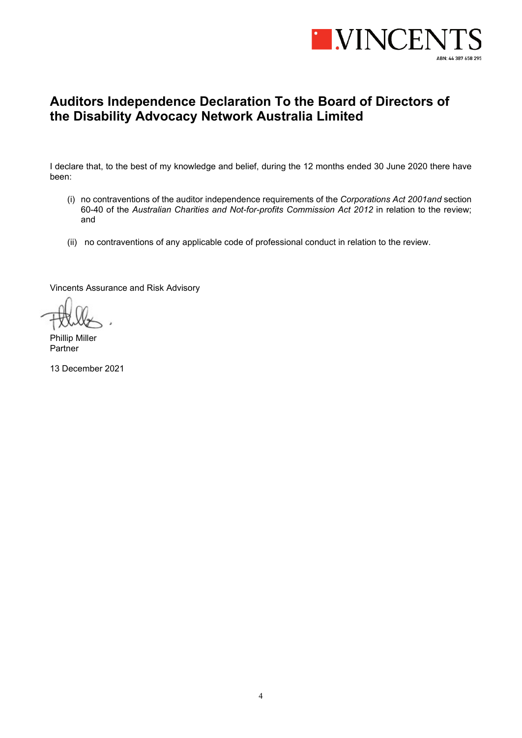VINCENTS

ABN: 44 387 658 295

# Auditors Independence Declaration To the Board of Directors of the Disability Advocacy Network Australia Limited

I declare that, to the best of my knowledge and belief, during the 12 months ended 30 June 2020 there have been:

(i) no contraventions of the auditor independence requirements of the *Corporations Act 2001and* section 60-40 of the *Australian Charities and Not-for-profits Commission Act 2012* in relation to the review; and

(ii) no contraventions of any applicable code of professional conduct in relation to the review.

Vincents Assurance and Risk Advisory

Phillip Miller
Partner

13 December 2021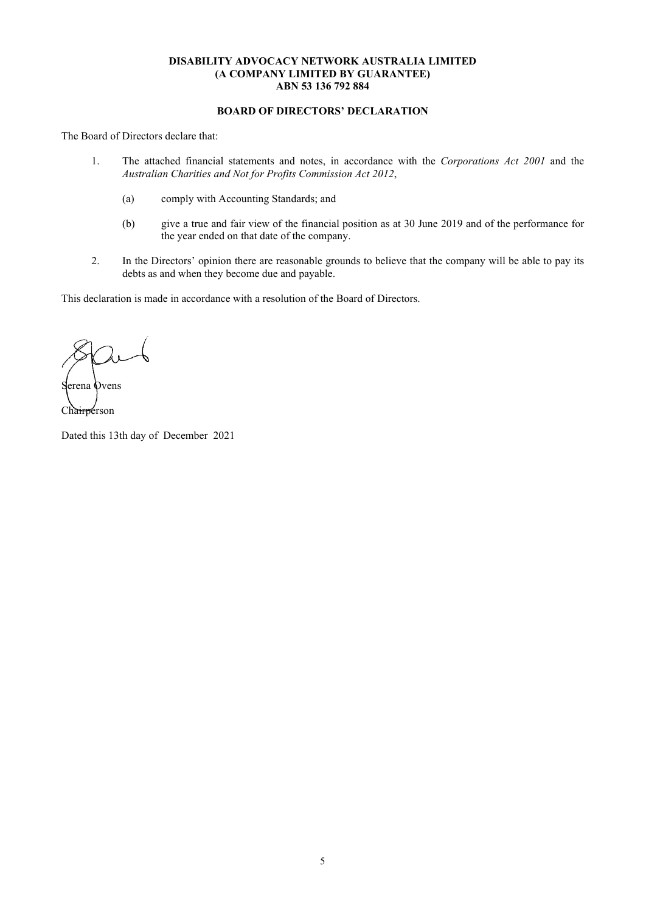**DISABILITY ADVOCACY NETWORK AUSTRALIA LIMITED**
**(A COMPANY LIMITED BY GUARANTEE)**
**ABN 53 136 792 884**

**BOARD OF DIRECTORS' DECLARATION**

The Board of Directors declare that:

1. The attached financial statements and notes, in accordance with the *Corporations Act 2001* and the *Australian Charities and Not for Profits Commission Act 2012*,

   (a) comply with Accounting Standards; and

   (b) give a true and fair view of the financial position as at 30 June 2019 and of the performance for the year ended on that date of the company.

2. In the Directors' opinion there are reasonable grounds to believe that the company will be able to pay its debts as and when they become due and payable.

This declaration is made in accordance with a resolution of the Board of Directors.

Serena Ovens

Chairperson

Dated this 13th day of December 2021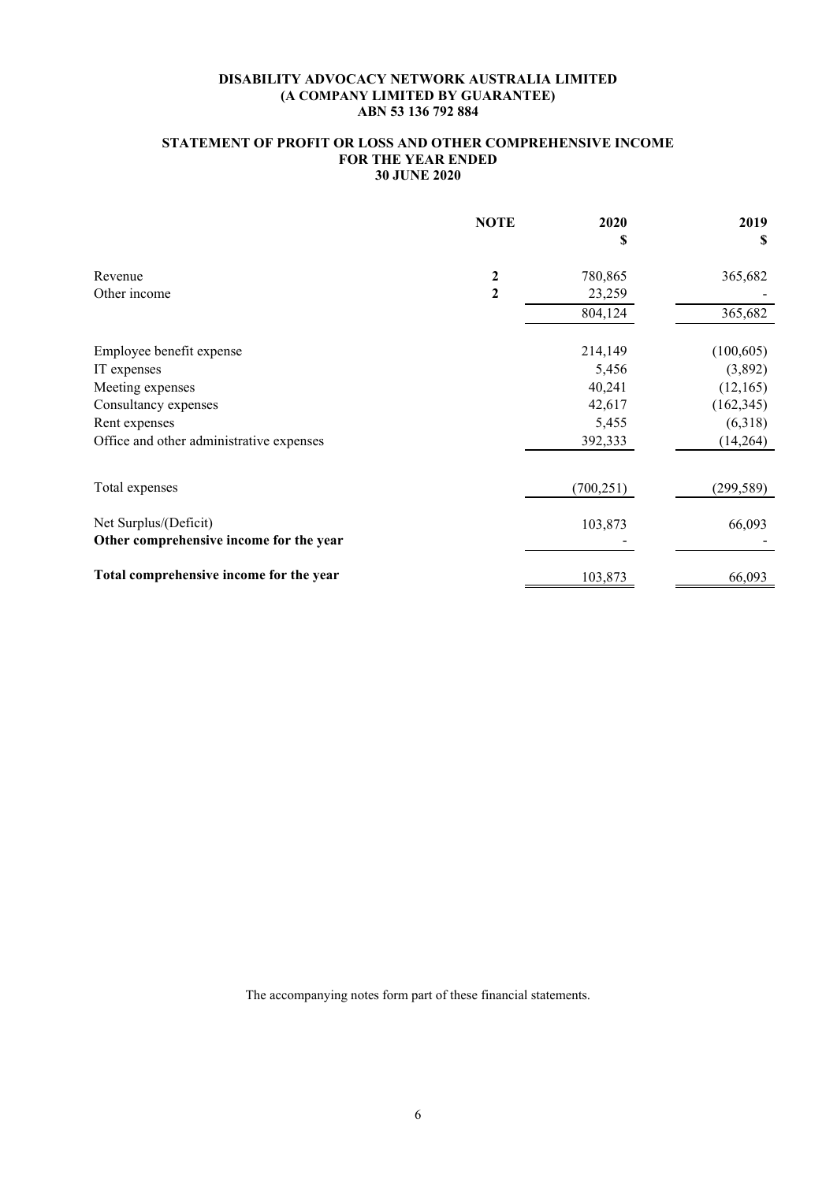**DISABILITY ADVOCACY NETWORK AUSTRALIA LIMITED**
**(A COMPANY LIMITED BY GUARANTEE)**
**ABN 53 136 792 884**

## STATEMENT OF PROFIT OR LOSS AND OTHER COMPREHENSIVE INCOME FOR THE YEAR ENDED 30 JUNE 2020

| | NOTE | 2020 $ | 2019 $ |
|---|---|---|---|
| Revenue | 2 | 780,865 | 365,682 |
| Other income | 2 | 23,259 | - |
| | | 804,124 | 365,682 |
| Employee benefit expense | | 214,149 | (100,605) |
| IT expenses | | 5,456 | (3,892) |
| Meeting expenses | | 40,241 | (12,165) |
| Consultancy expenses | | 42,617 | (162,345) |
| Rent expenses | | 5,455 | (6,318) |
| Office and other administrative expenses | | 392,333 | (14,264) |
| Total expenses | | (700,251) | (299,589) |
| Net Surplus/(Deficit) | | 103,873 | 66,093 |
| **Other comprehensive income for the year** | | - | - |
| **Total comprehensive income for the year** | | 103,873 | 66,093 |

The accompanying notes form part of these financial statements.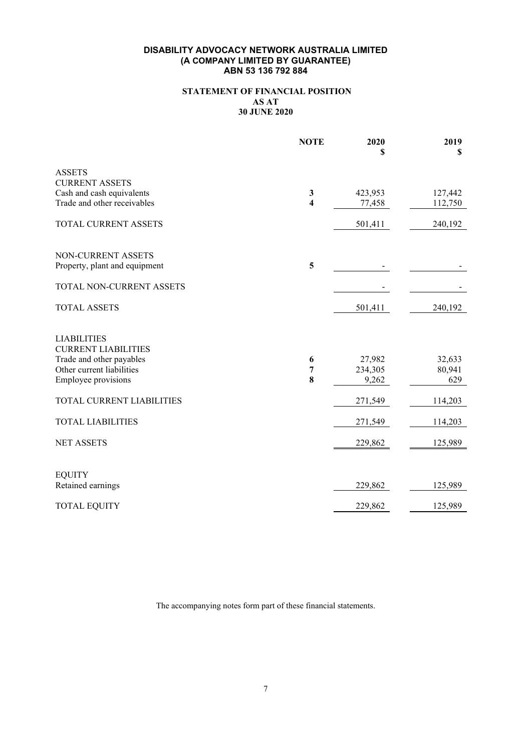**DISABILITY ADVOCACY NETWORK AUSTRALIA LIMITED**
**(A COMPANY LIMITED BY GUARANTEE)**
**ABN 53 136 792 884**

# STATEMENT OF FINANCIAL POSITION AS AT 30 JUNE 2020

| | NOTE | 2020 $ | 2019 $ |
|---|---|---|---|
| ASSETS | | | |
| CURRENT ASSETS | | | |
| Cash and cash equivalents | 3 | 423,953 | 127,442 |
| Trade and other receivables | 4 | 77,458 | 112,750 |
| TOTAL CURRENT ASSETS | | 501,411 | 240,192 |
| NON-CURRENT ASSETS | | | |
| Property, plant and equipment | 5 | - | - |
| TOTAL NON-CURRENT ASSETS | | - | - |
| TOTAL ASSETS | | 501,411 | 240,192 |
| LIABILITIES | | | |
| CURRENT LIABILITIES | | | |
| Trade and other payables | 6 | 27,982 | 32,633 |
| Other current liabilities | 7 | 234,305 | 80,941 |
| Employee provisions | 8 | 9,262 | 629 |
| TOTAL CURRENT LIABILITIES | | 271,549 | 114,203 |
| TOTAL LIABILITIES | | 271,549 | 114,203 |
| NET ASSETS | | 229,862 | 125,989 |
| EQUITY | | | |
| Retained earnings | | 229,862 | 125,989 |
| TOTAL EQUITY | | 229,862 | 125,989 |

The accompanying notes form part of these financial statements.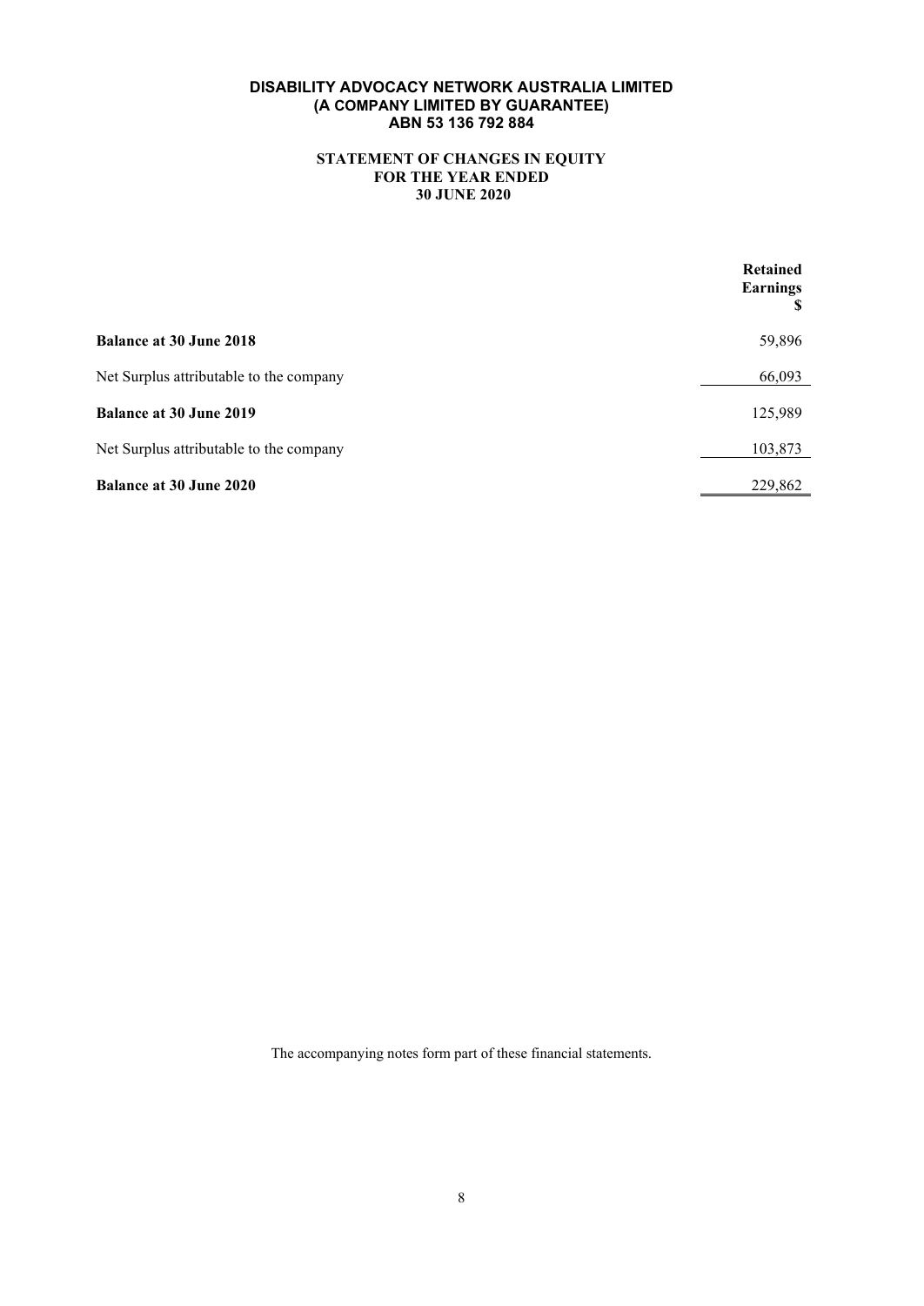**DISABILITY ADVOCACY NETWORK AUSTRALIA LIMITED**
**(A COMPANY LIMITED BY GUARANTEE)**
**ABN 53 136 792 884**

# STATEMENT OF CHANGES IN EQUITY FOR THE YEAR ENDED 30 JUNE 2020

| | Retained Earnings $ |
|---|---|
| **Balance at 30 June 2018** | 59,896 |
| Net Surplus attributable to the company | 66,093 |
| **Balance at 30 June 2019** | 125,989 |
| Net Surplus attributable to the company | 103,873 |
| **Balance at 30 June 2020** | 229,862 |

The accompanying notes form part of these financial statements.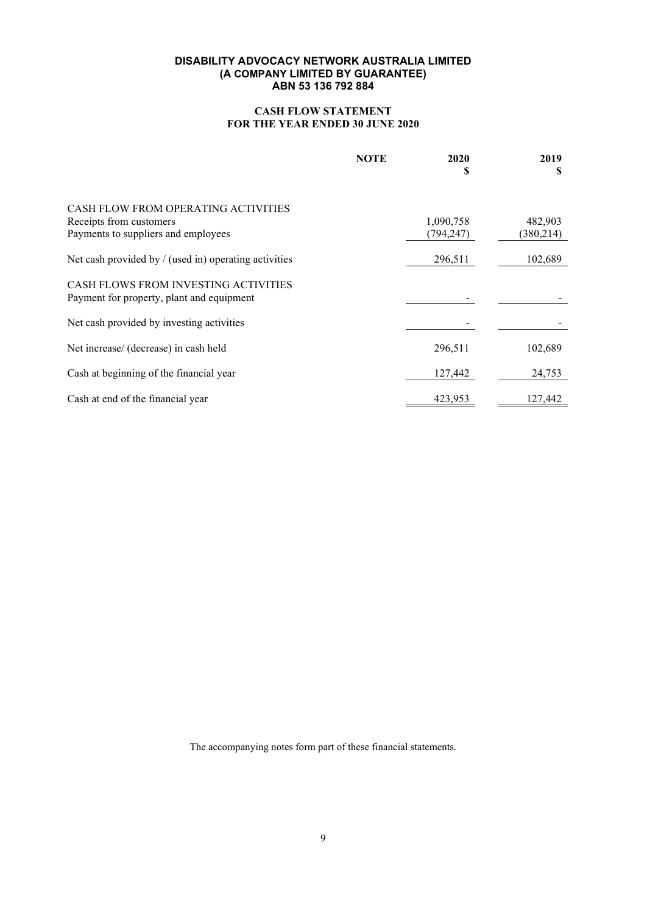**DISABILITY ADVOCACY NETWORK AUSTRALIA LIMITED**
**(A COMPANY LIMITED BY GUARANTEE)**
**ABN 53 136 792 884**

## CASH FLOW STATEMENT
## FOR THE YEAR ENDED 30 JUNE 2020

| | NOTE | 2020 $ | 2019 $ |
|---|---|---|---|
| CASH FLOW FROM OPERATING ACTIVITIES | | | |
| Receipts from customers | | 1,090,758 | 482,903 |
| Payments to suppliers and employees | | (794,247) | (380,214) |
| Net cash provided by / (used in) operating activities | | 296,511 | 102,689 |
| CASH FLOWS FROM INVESTING ACTIVITIES | | | |
| Payment for property, plant and equipment | | - | - |
| Net cash provided by investing activities | | - | - |
| Net increase/ (decrease) in cash held | | 296,511 | 102,689 |
| Cash at beginning of the financial year | | 127,442 | 24,753 |
| Cash at end of the financial year | | 423,953 | 127,442 |

The accompanying notes form part of these financial statements.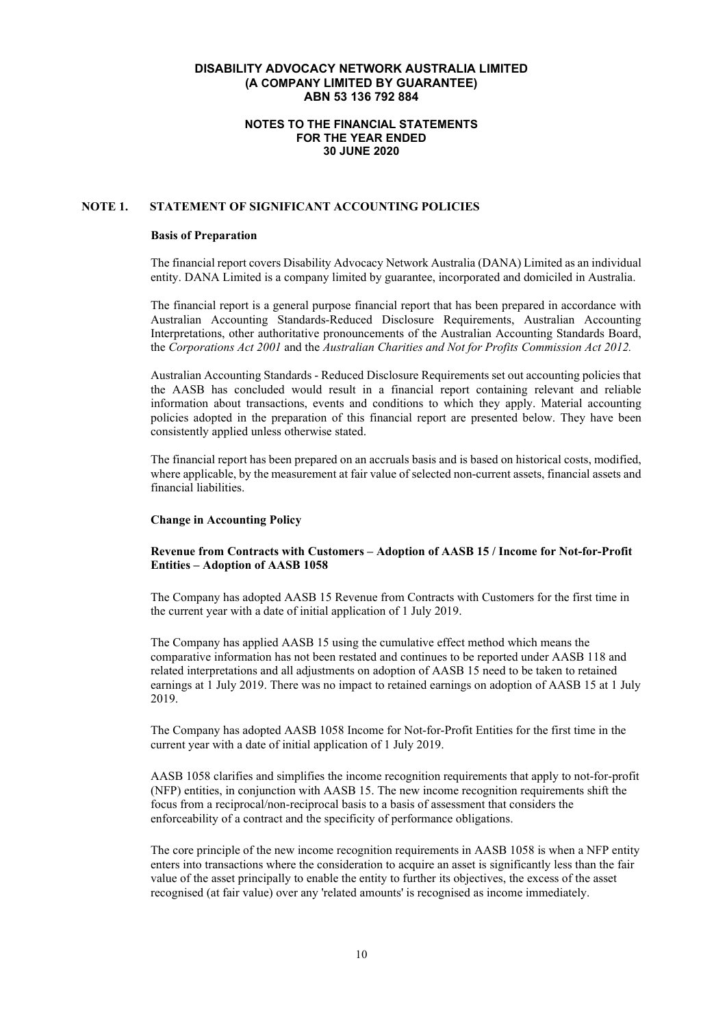# DISABILITY ADVOCACY NETWORK AUSTRALIA LIMITED
## (A COMPANY LIMITED BY GUARANTEE)
## ABN 53 136 792 884

### NOTES TO THE FINANCIAL STATEMENTS FOR THE YEAR ENDED 30 JUNE 2020

## NOTE 1. STATEMENT OF SIGNIFICANT ACCOUNTING POLICIES

**Basis of Preparation**

The financial report covers Disability Advocacy Network Australia (DANA) Limited as an individual entity. DANA Limited is a company limited by guarantee, incorporated and domiciled in Australia.

The financial report is a general purpose financial report that has been prepared in accordance with Australian Accounting Standards-Reduced Disclosure Requirements, Australian Accounting Interpretations, other authoritative pronouncements of the Australian Accounting Standards Board, the *Corporations Act 2001* and the *Australian Charities and Not for Profits Commission Act 2012.*

Australian Accounting Standards - Reduced Disclosure Requirements set out accounting policies that the AASB has concluded would result in a financial report containing relevant and reliable information about transactions, events and conditions to which they apply. Material accounting policies adopted in the preparation of this financial report are presented below. They have been consistently applied unless otherwise stated.

The financial report has been prepared on an accruals basis and is based on historical costs, modified, where applicable, by the measurement at fair value of selected non-current assets, financial assets and financial liabilities.

**Change in Accounting Policy**

**Revenue from Contracts with Customers – Adoption of AASB 15 / Income for Not-for-Profit Entities – Adoption of AASB 1058**

The Company has adopted AASB 15 Revenue from Contracts with Customers for the first time in the current year with a date of initial application of 1 July 2019.

The Company has applied AASB 15 using the cumulative effect method which means the comparative information has not been restated and continues to be reported under AASB 118 and related interpretations and all adjustments on adoption of AASB 15 need to be taken to retained earnings at 1 July 2019. There was no impact to retained earnings on adoption of AASB 15 at 1 July 2019.

The Company has adopted AASB 1058 Income for Not-for-Profit Entities for the first time in the current year with a date of initial application of 1 July 2019.

AASB 1058 clarifies and simplifies the income recognition requirements that apply to not-for-profit (NFP) entities, in conjunction with AASB 15. The new income recognition requirements shift the focus from a reciprocal/non-reciprocal basis to a basis of assessment that considers the enforceability of a contract and the specificity of performance obligations.

The core principle of the new income recognition requirements in AASB 1058 is when a NFP entity enters into transactions where the consideration to acquire an asset is significantly less than the fair value of the asset principally to enable the entity to further its objectives, the excess of the asset recognised (at fair value) over any 'related amounts' is recognised as income immediately.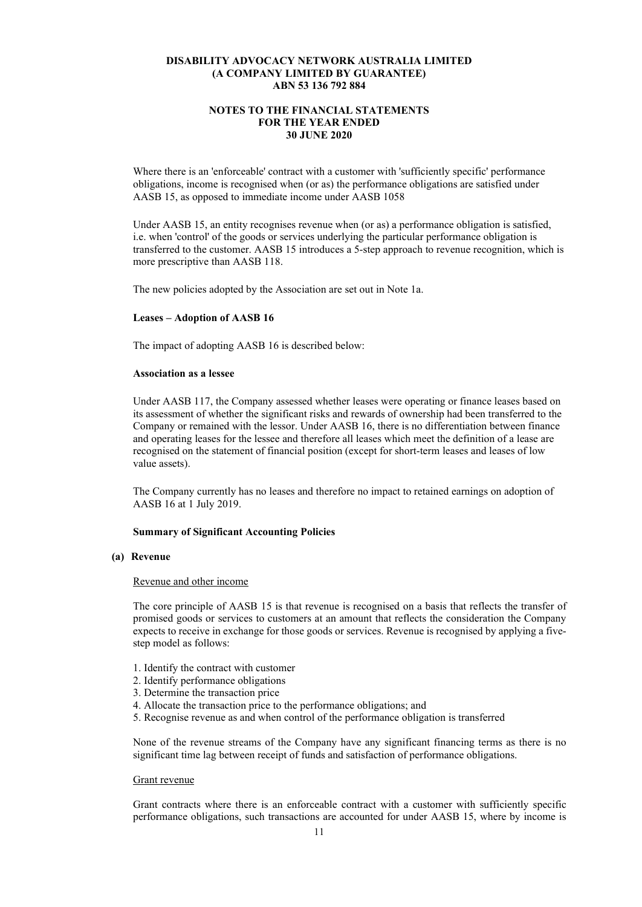Where there is an 'enforceable' contract with a customer with 'sufficiently specific' performance obligations, income is recognised when (or as) the performance obligations are satisfied under AASB 15, as opposed to immediate income under AASB 1058

Under AASB 15, an entity recognises revenue when (or as) a performance obligation is satisfied, i.e. when 'control' of the goods or services underlying the particular performance obligation is transferred to the customer. AASB 15 introduces a 5-step approach to revenue recognition, which is more prescriptive than AASB 118.

The new policies adopted by the Association are set out in Note 1a.

**Leases – Adoption of AASB 16**

The impact of adopting AASB 16 is described below:

**Association as a lessee**

Under AASB 117, the Company assessed whether leases were operating or finance leases based on its assessment of whether the significant risks and rewards of ownership had been transferred to the Company or remained with the lessor. Under AASB 16, there is no differentiation between finance and operating leases for the lessee and therefore all leases which meet the definition of a lease are recognised on the statement of financial position (except for short-term leases and leases of low value assets).

The Company currently has no leases and therefore no impact to retained earnings on adoption of AASB 16 at 1 July 2019.

**Summary of Significant Accounting Policies**

**(a) Revenue**

Revenue and other income

The core principle of AASB 15 is that revenue is recognised on a basis that reflects the transfer of promised goods or services to customers at an amount that reflects the consideration the Company expects to receive in exchange for those goods or services. Revenue is recognised by applying a five-step model as follows:

1. Identify the contract with customer
2. Identify performance obligations
3. Determine the transaction price
4. Allocate the transaction price to the performance obligations; and
5. Recognise revenue as and when control of the performance obligation is transferred

None of the revenue streams of the Company have any significant financing terms as there is no significant time lag between receipt of funds and satisfaction of performance obligations.

Grant revenue

Grant contracts where there is an enforceable contract with a customer with sufficiently specific performance obligations, such transactions are accounted for under AASB 15, where by income is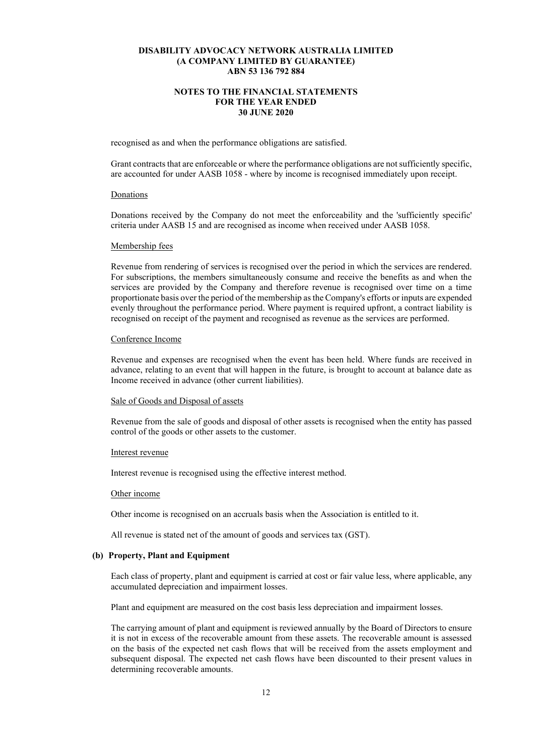recognised as and when the performance obligations are satisfied.

Grant contracts that are enforceable or where the performance obligations are not sufficiently specific, are accounted for under AASB 1058 - where by income is recognised immediately upon receipt.

Donations

Donations received by the Company do not meet the enforceability and the 'sufficiently specific' criteria under AASB 15 and are recognised as income when received under AASB 1058.

Membership fees

Revenue from rendering of services is recognised over the period in which the services are rendered. For subscriptions, the members simultaneously consume and receive the benefits as and when the services are provided by the Company and therefore revenue is recognised over time on a time proportionate basis over the period of the membership as the Company's efforts or inputs are expended evenly throughout the performance period. Where payment is required upfront, a contract liability is recognised on receipt of the payment and recognised as revenue as the services are performed.

Conference Income

Revenue and expenses are recognised when the event has been held. Where funds are received in advance, relating to an event that will happen in the future, is brought to account at balance date as Income received in advance (other current liabilities).

Sale of Goods and Disposal of assets

Revenue from the sale of goods and disposal of other assets is recognised when the entity has passed control of the goods or other assets to the customer.

Interest revenue

Interest revenue is recognised using the effective interest method.

Other income

Other income is recognised on an accruals basis when the Association is entitled to it.

All revenue is stated net of the amount of goods and services tax (GST).

**(b) Property, Plant and Equipment**

Each class of property, plant and equipment is carried at cost or fair value less, where applicable, any accumulated depreciation and impairment losses.

Plant and equipment are measured on the cost basis less depreciation and impairment losses.

The carrying amount of plant and equipment is reviewed annually by the Board of Directors to ensure it is not in excess of the recoverable amount from these assets. The recoverable amount is assessed on the basis of the expected net cash flows that will be received from the assets employment and subsequent disposal. The expected net cash flows have been discounted to their present values in determining recoverable amounts.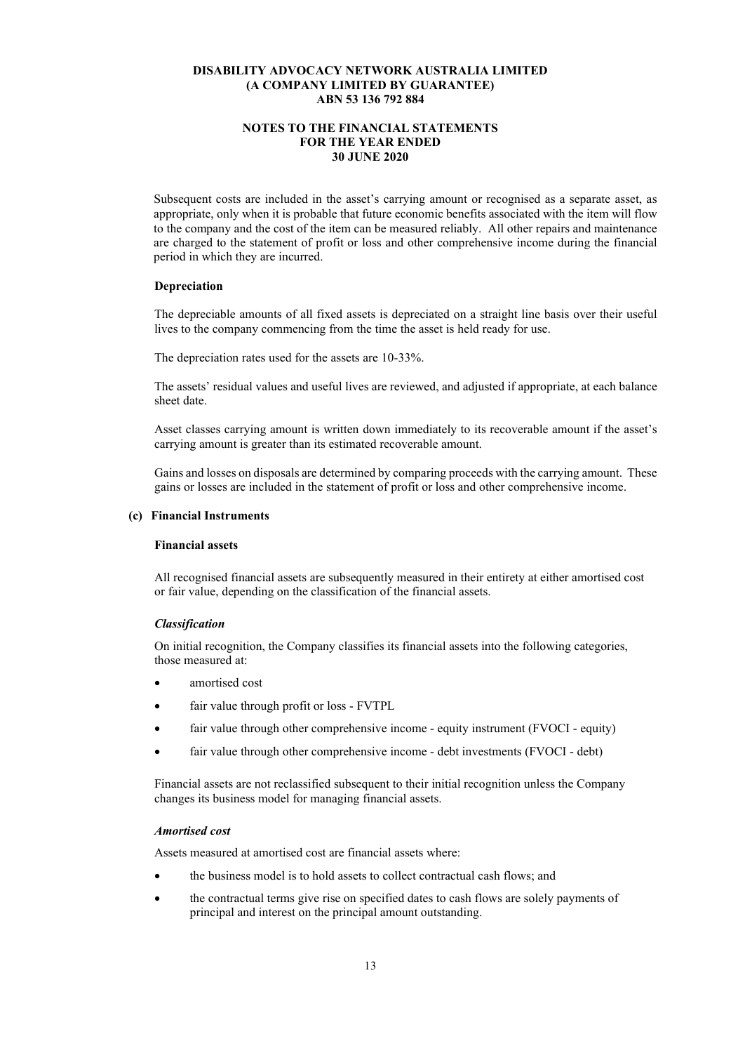Subsequent costs are included in the asset's carrying amount or recognised as a separate asset, as appropriate, only when it is probable that future economic benefits associated with the item will flow to the company and the cost of the item can be measured reliably. All other repairs and maintenance are charged to the statement of profit or loss and other comprehensive income during the financial period in which they are incurred.

**Depreciation**

The depreciable amounts of all fixed assets is depreciated on a straight line basis over their useful lives to the company commencing from the time the asset is held ready for use.

The depreciation rates used for the assets are 10-33%.

The assets' residual values and useful lives are reviewed, and adjusted if appropriate, at each balance sheet date.

Asset classes carrying amount is written down immediately to its recoverable amount if the asset's carrying amount is greater than its estimated recoverable amount.

Gains and losses on disposals are determined by comparing proceeds with the carrying amount. These gains or losses are included in the statement of profit or loss and other comprehensive income.

**(c) Financial Instruments**

**Financial assets**

All recognised financial assets are subsequently measured in their entirety at either amortised cost or fair value, depending on the classification of the financial assets.

***Classification***

On initial recognition, the Company classifies its financial assets into the following categories, those measured at:

- amortised cost
- fair value through profit or loss - FVTPL
- fair value through other comprehensive income - equity instrument (FVOCI - equity)
- fair value through other comprehensive income - debt investments (FVOCI - debt)

Financial assets are not reclassified subsequent to their initial recognition unless the Company changes its business model for managing financial assets.

***Amortised cost***

Assets measured at amortised cost are financial assets where:

- the business model is to hold assets to collect contractual cash flows; and
- the contractual terms give rise on specified dates to cash flows are solely payments of principal and interest on the principal amount outstanding.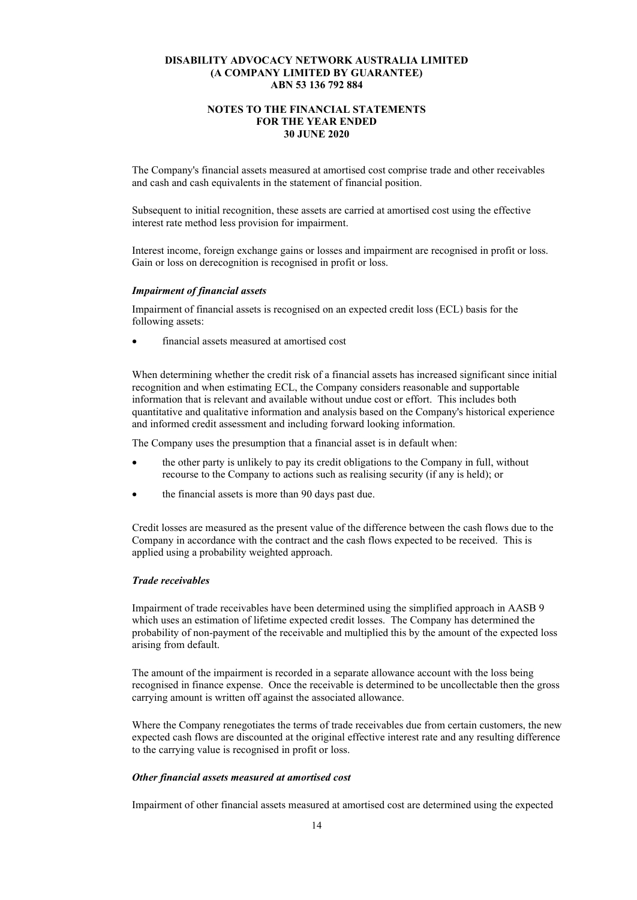The Company's financial assets measured at amortised cost comprise trade and other receivables and cash and cash equivalents in the statement of financial position.

Subsequent to initial recognition, these assets are carried at amortised cost using the effective interest rate method less provision for impairment.

Interest income, foreign exchange gains or losses and impairment are recognised in profit or loss. Gain or loss on derecognition is recognised in profit or loss.

***Impairment of financial assets***

Impairment of financial assets is recognised on an expected credit loss (ECL) basis for the following assets:

- financial assets measured at amortised cost

When determining whether the credit risk of a financial assets has increased significant since initial recognition and when estimating ECL, the Company considers reasonable and supportable information that is relevant and available without undue cost or effort. This includes both quantitative and qualitative information and analysis based on the Company's historical experience and informed credit assessment and including forward looking information.

The Company uses the presumption that a financial asset is in default when:

- the other party is unlikely to pay its credit obligations to the Company in full, without recourse to the Company to actions such as realising security (if any is held); or
- the financial assets is more than 90 days past due.

Credit losses are measured as the present value of the difference between the cash flows due to the Company in accordance with the contract and the cash flows expected to be received. This is applied using a probability weighted approach.

***Trade receivables***

Impairment of trade receivables have been determined using the simplified approach in AASB 9 which uses an estimation of lifetime expected credit losses. The Company has determined the probability of non-payment of the receivable and multiplied this by the amount of the expected loss arising from default.

The amount of the impairment is recorded in a separate allowance account with the loss being recognised in finance expense. Once the receivable is determined to be uncollectable then the gross carrying amount is written off against the associated allowance.

Where the Company renegotiates the terms of trade receivables due from certain customers, the new expected cash flows are discounted at the original effective interest rate and any resulting difference to the carrying value is recognised in profit or loss.

***Other financial assets measured at amortised cost***

Impairment of other financial assets measured at amortised cost are determined using the expected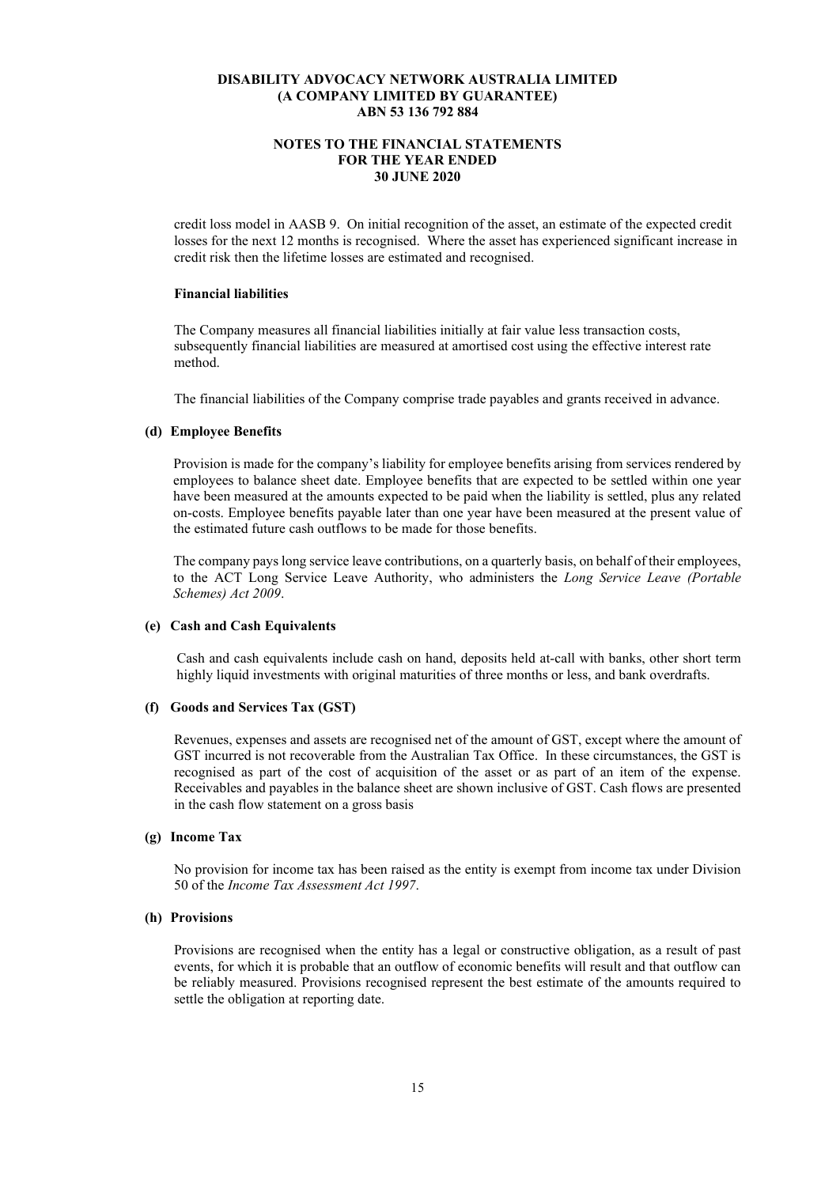credit loss model in AASB 9. On initial recognition of the asset, an estimate of the expected credit losses for the next 12 months is recognised. Where the asset has experienced significant increase in credit risk then the lifetime losses are estimated and recognised.

**Financial liabilities**

The Company measures all financial liabilities initially at fair value less transaction costs, subsequently financial liabilities are measured at amortised cost using the effective interest rate method.

The financial liabilities of the Company comprise trade payables and grants received in advance.

### (d) Employee Benefits

Provision is made for the company's liability for employee benefits arising from services rendered by employees to balance sheet date. Employee benefits that are expected to be settled within one year have been measured at the amounts expected to be paid when the liability is settled, plus any related on-costs. Employee benefits payable later than one year have been measured at the present value of the estimated future cash outflows to be made for those benefits.

The company pays long service leave contributions, on a quarterly basis, on behalf of their employees, to the ACT Long Service Leave Authority, who administers the *Long Service Leave (Portable Schemes) Act 2009*.

### (e) Cash and Cash Equivalents

Cash and cash equivalents include cash on hand, deposits held at-call with banks, other short term highly liquid investments with original maturities of three months or less, and bank overdrafts.

### (f) Goods and Services Tax (GST)

Revenues, expenses and assets are recognised net of the amount of GST, except where the amount of GST incurred is not recoverable from the Australian Tax Office. In these circumstances, the GST is recognised as part of the cost of acquisition of the asset or as part of an item of the expense. Receivables and payables in the balance sheet are shown inclusive of GST. Cash flows are presented in the cash flow statement on a gross basis

### (g) Income Tax

No provision for income tax has been raised as the entity is exempt from income tax under Division 50 of the *Income Tax Assessment Act 1997*.

### (h) Provisions

Provisions are recognised when the entity has a legal or constructive obligation, as a result of past events, for which it is probable that an outflow of economic benefits will result and that outflow can be reliably measured. Provisions recognised represent the best estimate of the amounts required to settle the obligation at reporting date.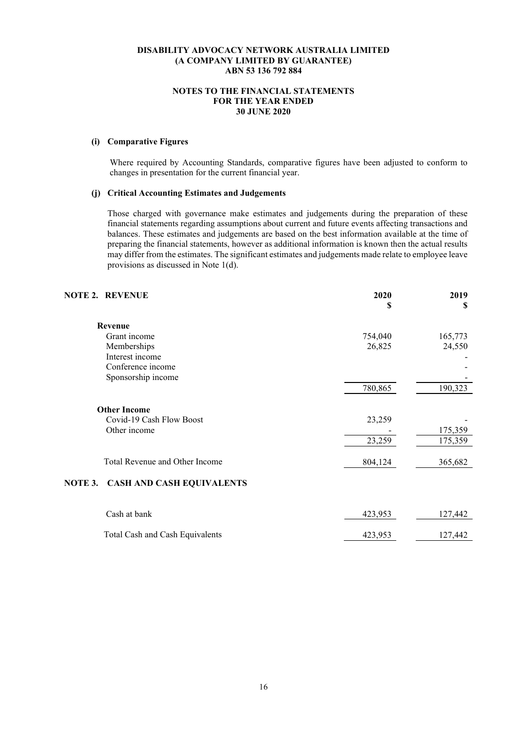**DISABILITY ADVOCACY NETWORK AUSTRALIA LIMITED**
**(A COMPANY LIMITED BY GUARANTEE)**
**ABN 53 136 792 884**

**NOTES TO THE FINANCIAL STATEMENTS**
**FOR THE YEAR ENDED**
**30 JUNE 2020**

### (i) Comparative Figures

Where required by Accounting Standards, comparative figures have been adjusted to conform to changes in presentation for the current financial year.

### (j) Critical Accounting Estimates and Judgements

Those charged with governance make estimates and judgements during the preparation of these financial statements regarding assumptions about current and future events affecting transactions and balances. These estimates and judgements are based on the best information available at the time of preparing the financial statements, however as additional information is known then the actual results may differ from the estimates. The significant estimates and judgements made relate to employee leave provisions as discussed in Note 1(d).

## NOTE 2. REVENUE

| | 2020 $ | 2019 $ |
|---|---|---|
| **Revenue** | | |
| Grant income | 754,040 | 165,773 |
| Memberships | 26,825 | 24,550 |
| Interest income | | - |
| Conference income | | - |
| Sponsorship income | | - |
| | 780,865 | 190,323 |
| **Other Income** | | |
| Covid-19 Cash Flow Boost | 23,259 | - |
| Other income | - | 175,359 |
| | 23,259 | 175,359 |
| Total Revenue and Other Income | 804,124 | 365,682 |

## NOTE 3. CASH AND CASH EQUIVALENTS

| | 2020 $ | 2019 $ |
|---|---|---|
| Cash at bank | 423,953 | 127,442 |
| Total Cash and Cash Equivalents | 423,953 | 127,442 |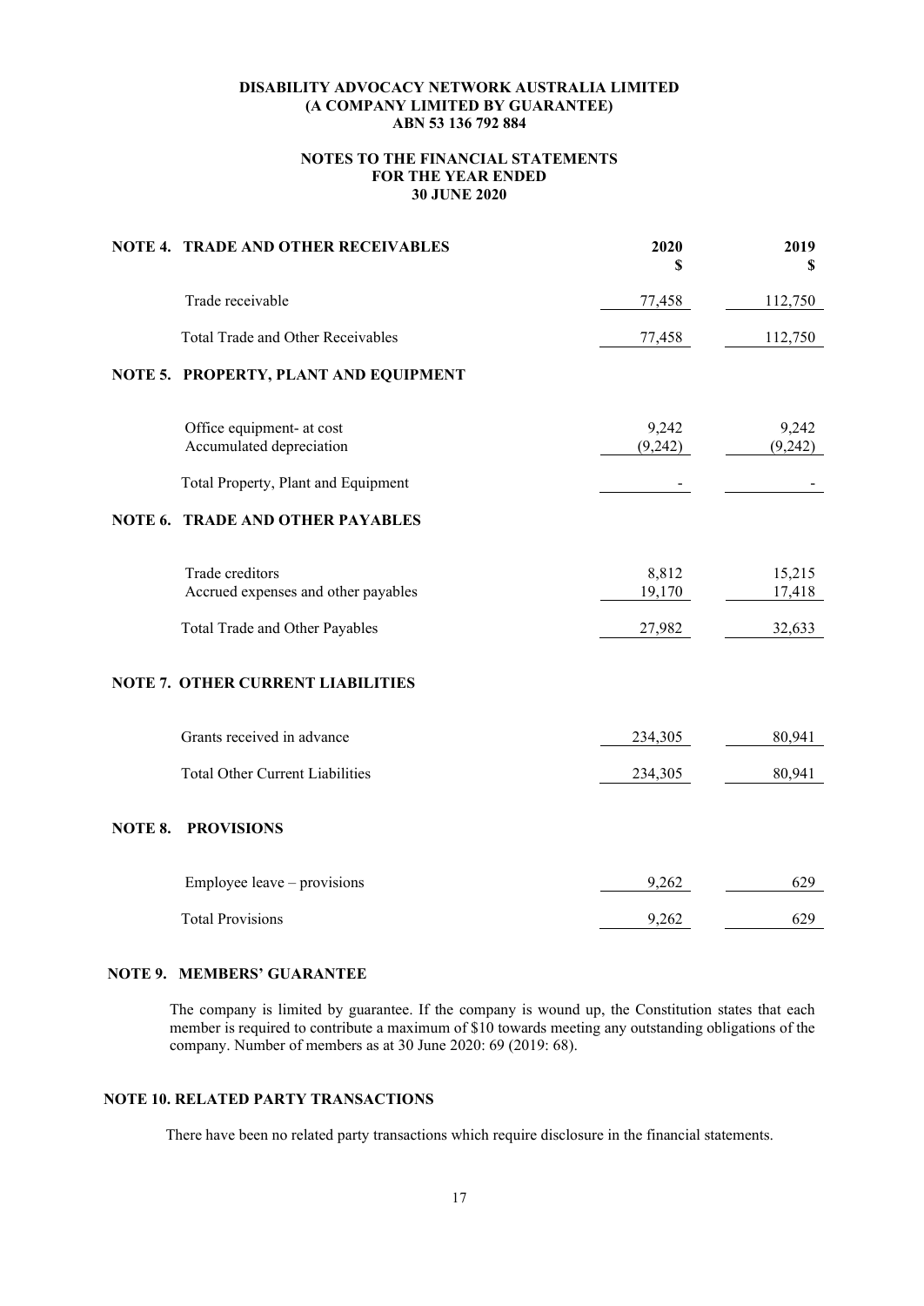**DISABILITY ADVOCACY NETWORK AUSTRALIA LIMITED**
**(A COMPANY LIMITED BY GUARANTEE)**
**ABN 53 136 792 884**

**NOTES TO THE FINANCIAL STATEMENTS**
**FOR THE YEAR ENDED**
**30 JUNE 2020**

## NOTE 4. TRADE AND OTHER RECEIVABLES

| | 2020 $ | 2019 $ |
|---|---|---|
| Trade receivable | 77,458 | 112,750 |
| Total Trade and Other Receivables | 77,458 | 112,750 |

## NOTE 5. PROPERTY, PLANT AND EQUIPMENT

| | 2020 $ | 2019 $ |
|---|---|---|
| Office equipment- at cost | 9,242 | 9,242 |
| Accumulated depreciation | (9,242) | (9,242) |
| Total Property, Plant and Equipment | - | - |

## NOTE 6. TRADE AND OTHER PAYABLES

| | 2020 $ | 2019 $ |
|---|---|---|
| Trade creditors | 8,812 | 15,215 |
| Accrued expenses and other payables | 19,170 | 17,418 |
| Total Trade and Other Payables | 27,982 | 32,633 |

## NOTE 7. OTHER CURRENT LIABILITIES

| | 2020 $ | 2019 $ |
|---|---|---|
| Grants received in advance | 234,305 | 80,941 |
| Total Other Current Liabilities | 234,305 | 80,941 |

## NOTE 8. PROVISIONS

| | 2020 $ | 2019 $ |
|---|---|---|
| Employee leave – provisions | 9,262 | 629 |
| Total Provisions | 9,262 | 629 |

## NOTE 9. MEMBERS' GUARANTEE

The company is limited by guarantee. If the company is wound up, the Constitution states that each member is required to contribute a maximum of $10 towards meeting any outstanding obligations of the company. Number of members as at 30 June 2020: 69 (2019: 68).

## NOTE 10. RELATED PARTY TRANSACTIONS

There have been no related party transactions which require disclosure in the financial statements.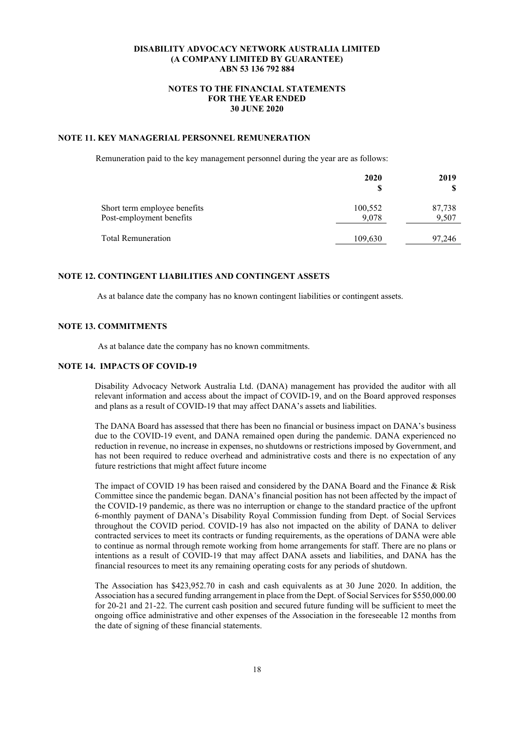**DISABILITY ADVOCACY NETWORK AUSTRALIA LIMITED**
**(A COMPANY LIMITED BY GUARANTEE)**
**ABN 53 136 792 884**

**NOTES TO THE FINANCIAL STATEMENTS**
**FOR THE YEAR ENDED**
**30 JUNE 2020**

## NOTE 11. KEY MANAGERIAL PERSONNEL REMUNERATION

Remuneration paid to the key management personnel during the year are as follows:

| | 2020<br>$ | 2019<br>$ |
|---|---|---|
| Short term employee benefits | 100,552 | 87,738 |
| Post-employment benefits | 9,078 | 9,507 |
| Total Remuneration | 109,630 | 97,246 |

## NOTE 12. CONTINGENT LIABILITIES AND CONTINGENT ASSETS

As at balance date the company has no known contingent liabilities or contingent assets.

## NOTE 13. COMMITMENTS

As at balance date the company has no known commitments.

## NOTE 14. IMPACTS OF COVID-19

Disability Advocacy Network Australia Ltd. (DANA) management has provided the auditor with all relevant information and access about the impact of COVID-19, and on the Board approved responses and plans as a result of COVID-19 that may affect DANA's assets and liabilities.

The DANA Board has assessed that there has been no financial or business impact on DANA's business due to the COVID-19 event, and DANA remained open during the pandemic. DANA experienced no reduction in revenue, no increase in expenses, no shutdowns or restrictions imposed by Government, and has not been required to reduce overhead and administrative costs and there is no expectation of any future restrictions that might affect future income

The impact of COVID 19 has been raised and considered by the DANA Board and the Finance & Risk Committee since the pandemic began. DANA's financial position has not been affected by the impact of the COVID-19 pandemic, as there was no interruption or change to the standard practice of the upfront 6-monthly payment of DANA's Disability Royal Commission funding from Dept. of Social Services throughout the COVID period. COVID-19 has also not impacted on the ability of DANA to deliver contracted services to meet its contracts or funding requirements, as the operations of DANA were able to continue as normal through remote working from home arrangements for staff. There are no plans or intentions as a result of COVID-19 that may affect DANA assets and liabilities, and DANA has the financial resources to meet its any remaining operating costs for any periods of shutdown.

The Association has $423,952.70 in cash and cash equivalents as at 30 June 2020. In addition, the Association has a secured funding arrangement in place from the Dept. of Social Services for $550,000.00 for 20-21 and 21-22. The current cash position and secured future funding will be sufficient to meet the ongoing office administrative and other expenses of the Association in the foreseeable 12 months from the date of signing of these financial statements.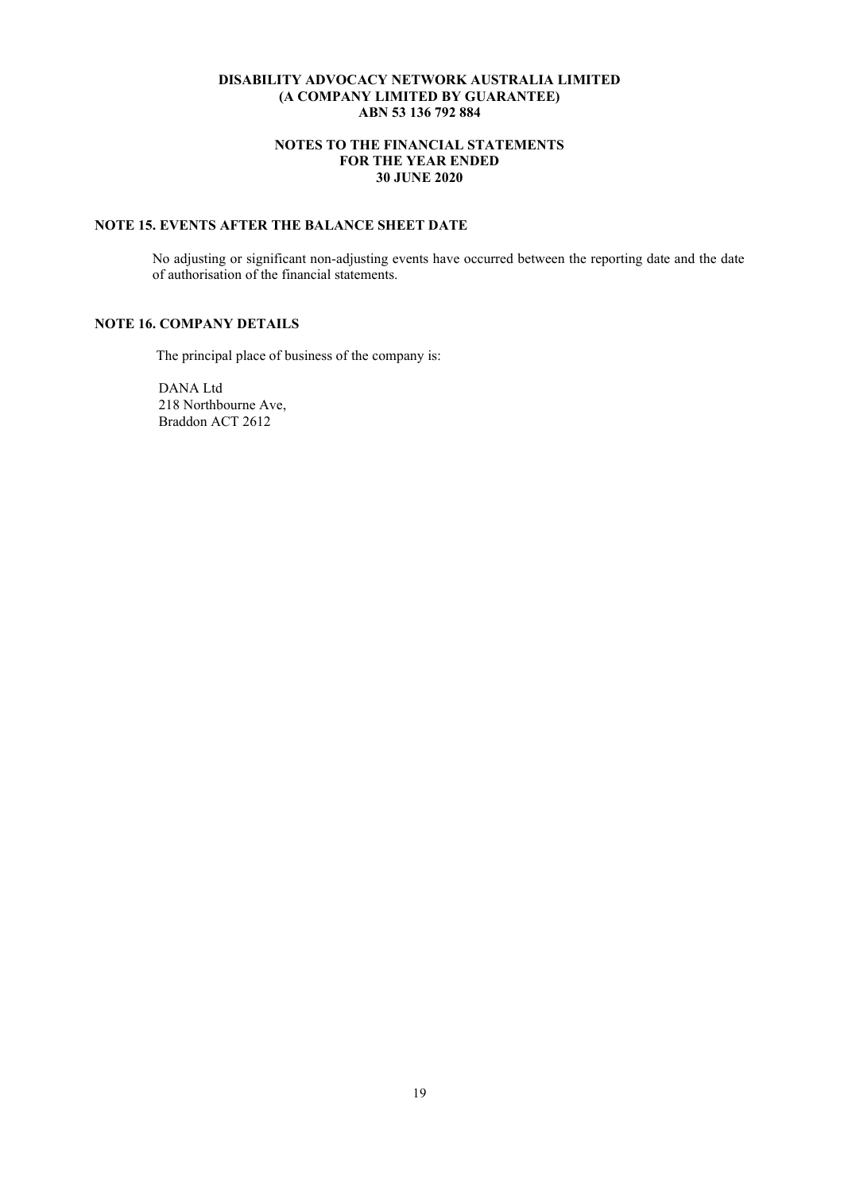## NOTE 15. EVENTS AFTER THE BALANCE SHEET DATE

No adjusting or significant non-adjusting events have occurred between the reporting date and the date of authorisation of the financial statements.

## NOTE 16. COMPANY DETAILS

The principal place of business of the company is:

DANA Ltd
218 Northbourne Ave,
Braddon ACT 2612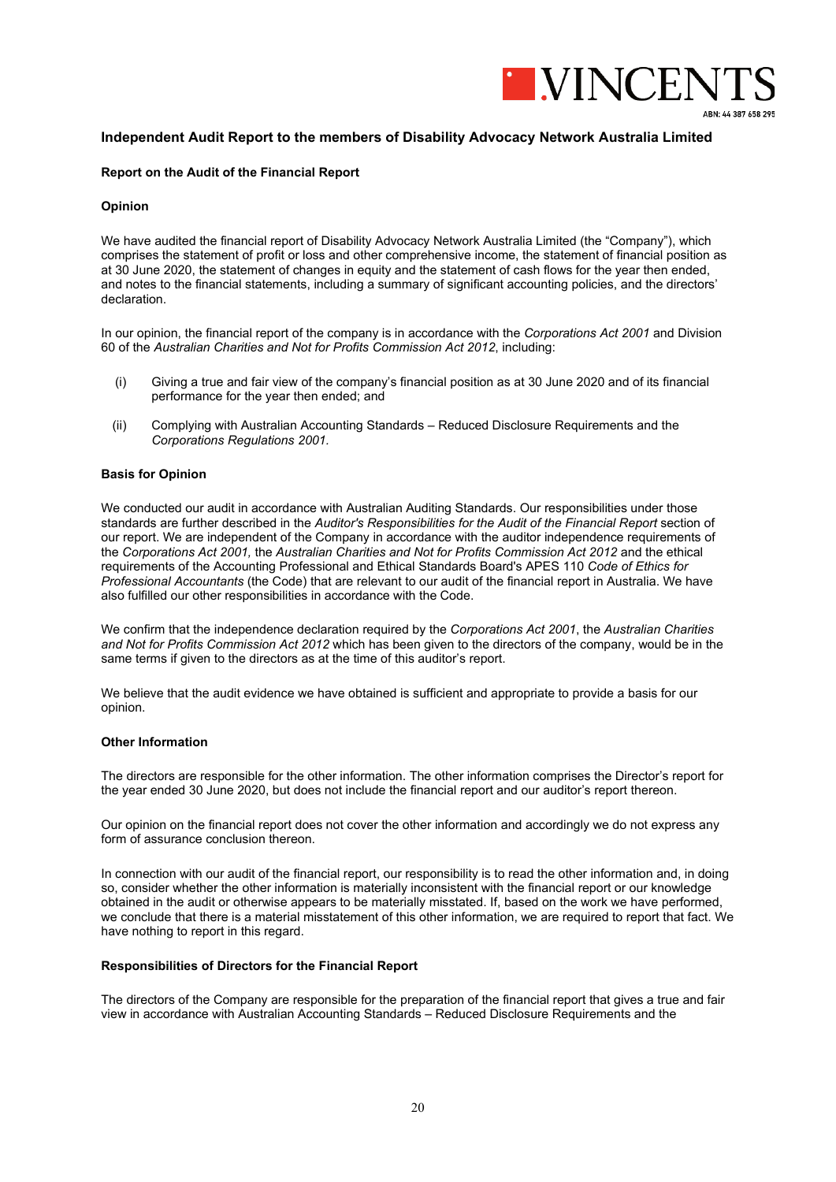# Independent Audit Report to the members of Disability Advocacy Network Australia Limited

## Report on the Audit of the Financial Report

### Opinion

We have audited the financial report of Disability Advocacy Network Australia Limited (the "Company"), which comprises the statement of profit or loss and other comprehensive income, the statement of financial position as at 30 June 2020, the statement of changes in equity and the statement of cash flows for the year then ended, and notes to the financial statements, including a summary of significant accounting policies, and the directors' declaration.

In our opinion, the financial report of the company is in accordance with the *Corporations Act 2001* and Division 60 of the *Australian Charities and Not for Profits Commission Act 2012*, including:

(i) Giving a true and fair view of the company's financial position as at 30 June 2020 and of its financial performance for the year then ended; and

(ii) Complying with Australian Accounting Standards – Reduced Disclosure Requirements and the *Corporations Regulations 2001.*

### Basis for Opinion

We conducted our audit in accordance with Australian Auditing Standards. Our responsibilities under those standards are further described in the *Auditor's Responsibilities for the Audit of the Financial Report* section of our report. We are independent of the Company in accordance with the auditor independence requirements of the *Corporations Act 2001,* the *Australian Charities and Not for Profits Commission Act 2012* and the ethical requirements of the Accounting Professional and Ethical Standards Board's APES 110 *Code of Ethics for Professional Accountants* (the Code) that are relevant to our audit of the financial report in Australia. We have also fulfilled our other responsibilities in accordance with the Code.

We confirm that the independence declaration required by the *Corporations Act 2001*, the *Australian Charities and Not for Profits Commission Act 2012* which has been given to the directors of the company, would be in the same terms if given to the directors as at the time of this auditor's report.

We believe that the audit evidence we have obtained is sufficient and appropriate to provide a basis for our opinion.

### Other Information

The directors are responsible for the other information. The other information comprises the Director's report for the year ended 30 June 2020, but does not include the financial report and our auditor's report thereon.

Our opinion on the financial report does not cover the other information and accordingly we do not express any form of assurance conclusion thereon.

In connection with our audit of the financial report, our responsibility is to read the other information and, in doing so, consider whether the other information is materially inconsistent with the financial report or our knowledge obtained in the audit or otherwise appears to be materially misstated. If, based on the work we have performed, we conclude that there is a material misstatement of this other information, we are required to report that fact. We have nothing to report in this regard.

### Responsibilities of Directors for the Financial Report

The directors of the Company are responsible for the preparation of the financial report that gives a true and fair view in accordance with Australian Accounting Standards – Reduced Disclosure Requirements and the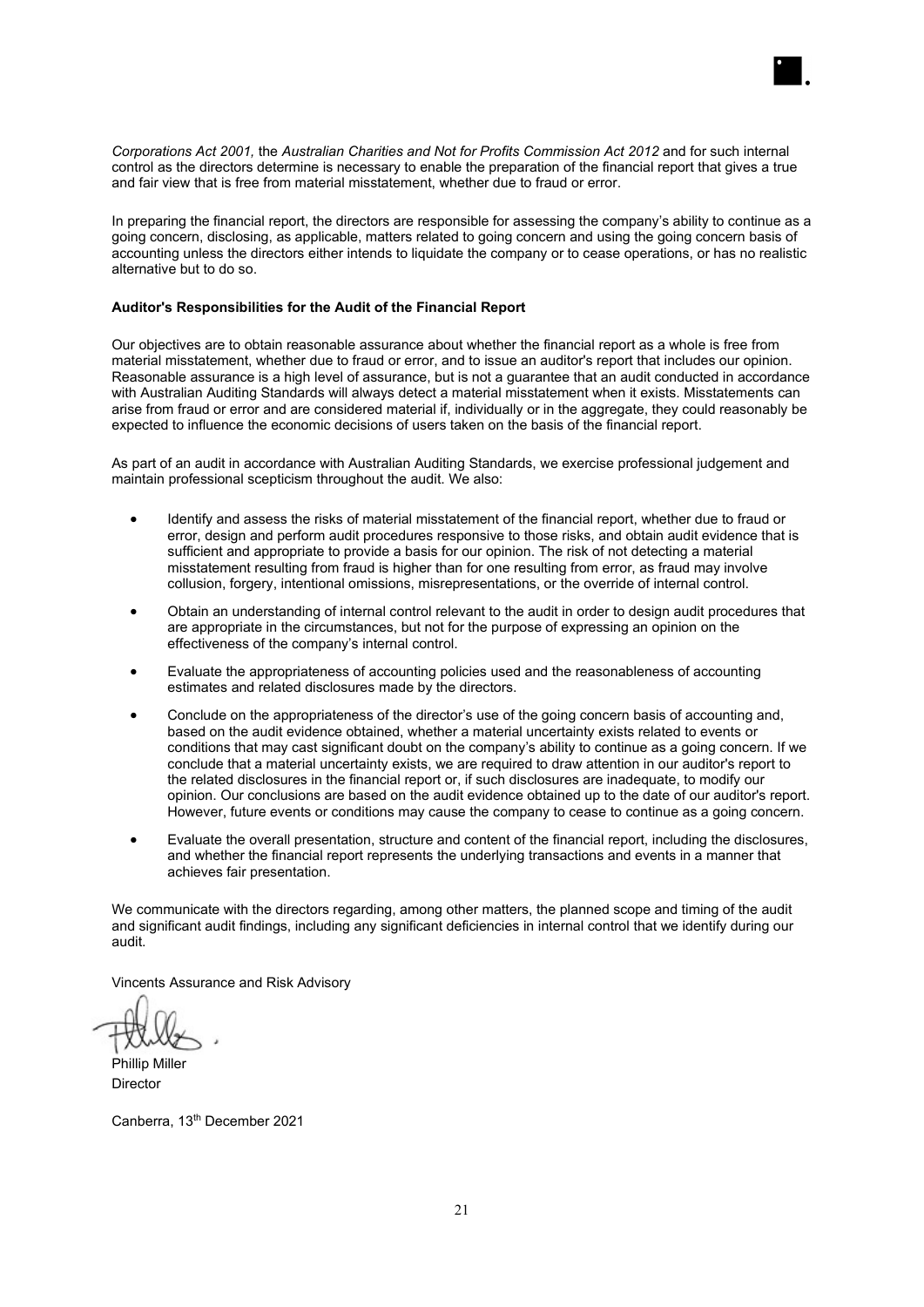*Corporations Act 2001,* the *Australian Charities and Not for Profits Commission Act 2012* and for such internal control as the directors determine is necessary to enable the preparation of the financial report that gives a true and fair view that is free from material misstatement, whether due to fraud or error.

In preparing the financial report, the directors are responsible for assessing the company's ability to continue as a going concern, disclosing, as applicable, matters related to going concern and using the going concern basis of accounting unless the directors either intends to liquidate the company or to cease operations, or has no realistic alternative but to do so.

**Auditor's Responsibilities for the Audit of the Financial Report**

Our objectives are to obtain reasonable assurance about whether the financial report as a whole is free from material misstatement, whether due to fraud or error, and to issue an auditor's report that includes our opinion. Reasonable assurance is a high level of assurance, but is not a guarantee that an audit conducted in accordance with Australian Auditing Standards will always detect a material misstatement when it exists. Misstatements can arise from fraud or error and are considered material if, individually or in the aggregate, they could reasonably be expected to influence the economic decisions of users taken on the basis of the financial report.

As part of an audit in accordance with Australian Auditing Standards, we exercise professional judgement and maintain professional scepticism throughout the audit. We also:

- Identify and assess the risks of material misstatement of the financial report, whether due to fraud or error, design and perform audit procedures responsive to those risks, and obtain audit evidence that is sufficient and appropriate to provide a basis for our opinion. The risk of not detecting a material misstatement resulting from fraud is higher than for one resulting from error, as fraud may involve collusion, forgery, intentional omissions, misrepresentations, or the override of internal control.
- Obtain an understanding of internal control relevant to the audit in order to design audit procedures that are appropriate in the circumstances, but not for the purpose of expressing an opinion on the effectiveness of the company's internal control.
- Evaluate the appropriateness of accounting policies used and the reasonableness of accounting estimates and related disclosures made by the directors.
- Conclude on the appropriateness of the director's use of the going concern basis of accounting and, based on the audit evidence obtained, whether a material uncertainty exists related to events or conditions that may cast significant doubt on the company's ability to continue as a going concern. If we conclude that a material uncertainty exists, we are required to draw attention in our auditor's report to the related disclosures in the financial report or, if such disclosures are inadequate, to modify our opinion. Our conclusions are based on the audit evidence obtained up to the date of our auditor's report. However, future events or conditions may cause the company to cease to continue as a going concern.
- Evaluate the overall presentation, structure and content of the financial report, including the disclosures, and whether the financial report represents the underlying transactions and events in a manner that achieves fair presentation.

We communicate with the directors regarding, among other matters, the planned scope and timing of the audit and significant audit findings, including any significant deficiencies in internal control that we identify during our audit.

Vincents Assurance and Risk Advisory

Phillip Miller
Director

Canberra, 13th December 2021